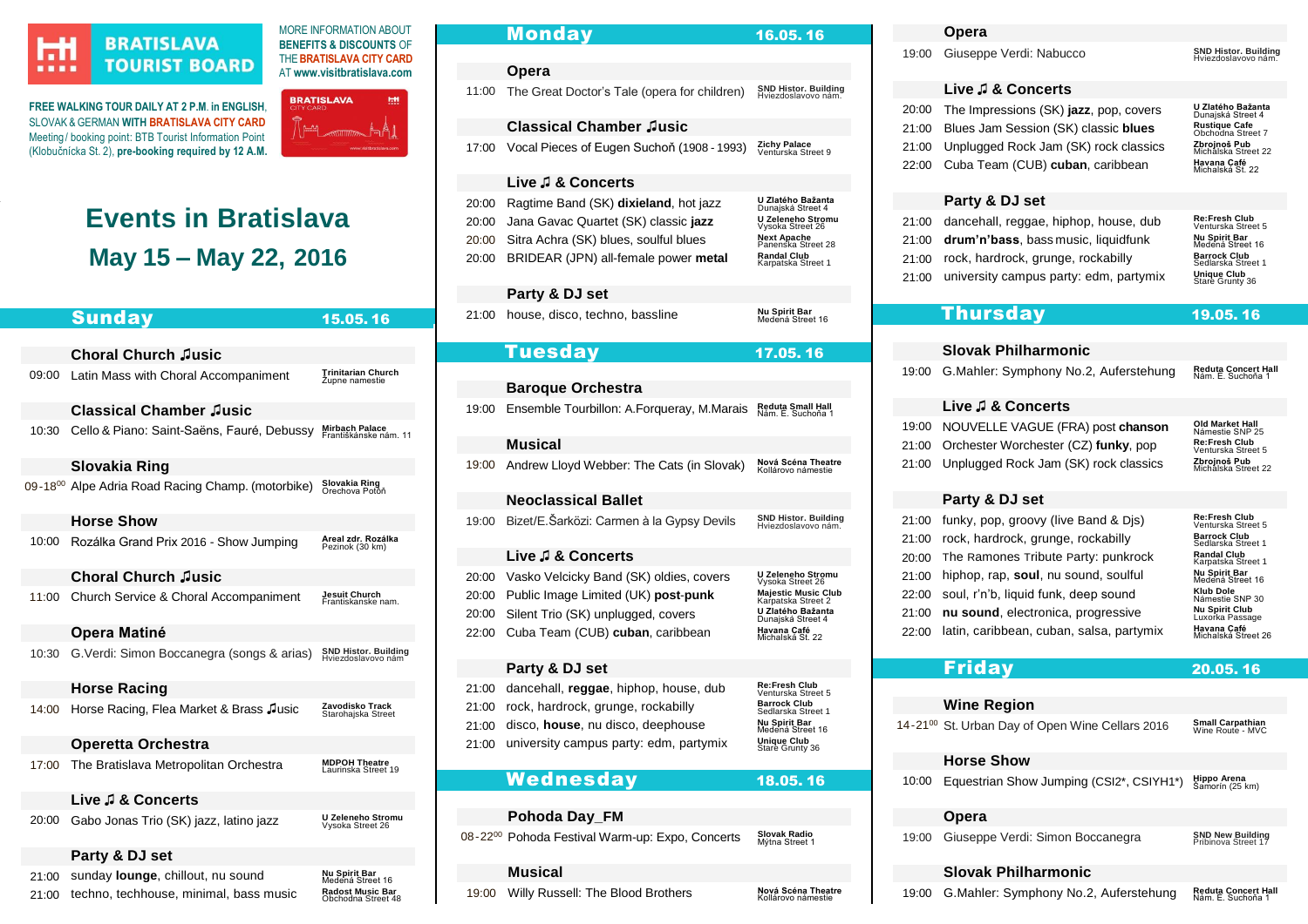**BRATISLAVA TOURIST BOARD**

MORE INFORMATION ABOUT **BENEFITS & DISCOUNTS** OF THE **BRATISLAVA CITY CARD** AT **www.visitbratislava.com**

**FREE WALKING TOUR DAILY AT 2 P.M. in ENGLISH**, SLOVAK & GERMAN **WITH BRATISLAVA CITY CARD**
Meeting/ booking point: BTB Tourist Information Point (Klobučnícka St. 2), **pre-booking required by 12 A.M.**

# Events in Bratislava
## May 15 – May 22, 2016

## Sunday 15.05.16

**Choral Church ♫usic**

| Time | Event | Venue |
|---|---|---|
| 09:00 | Latin Mass with Choral Accompaniment | Trinitarian Church, Župne namestie |

**Classical Chamber ♫usic**

| Time | Event | Venue |
|---|---|---|
| 10:30 | Cello & Piano: Saint-Saëns, Fauré, Debussy | Mirbach Palace, Františkánske nám. 11 |

**Slovakia Ring**

| Time | Event | Venue |
|---|---|---|
| 09-18[00] | Alpe Adria Road Racing Champ. (motorbike) | Slovakia Ring, Orechova Potôň |

**Horse Show**

| Time | Event | Venue |
|---|---|---|
| 10:00 | Rozálka Grand Prix 2016 - Show Jumping | Areal zdr. Rozálka, Pezinok (30 km) |

**Choral Church ♫usic**

| Time | Event | Venue |
|---|---|---|
| 11:00 | Church Service & Choral Accompaniment | Jesuit Church, Frantiskanske nam. |

**Opera Matiné**

| Time | Event | Venue |
|---|---|---|
| 10:30 | G.Verdi: Simon Boccanegra (songs & arias) | SND Histor. Building, Hviezdoslavovo nám |

**Horse Racing**

| Time | Event | Venue |
|---|---|---|
| 14:00 | Horse Racing, Flea Market & Brass ♫usic | Zavodisko Track, Starohajska Street |

**Operetta Orchestra**

| Time | Event | Venue |
|---|---|---|
| 17:00 | The Bratislava Metropolitan Orchestra | MDPOH Theatre, Laurinska Street 19 |

**Live ♫ & Concerts**

| Time | Event | Venue |
|---|---|---|
| 20:00 | Gabo Jonas Trio (SK) jazz, latino jazz | U Zeleneho Stromu, Vysoka Street 26 |

**Party & DJ set**

| Time | Event | Venue |
|---|---|---|
| 21:00 | sunday **lounge**, chillout, nu sound | Nu Spirit Bar, Medená Street 16 |
| 21:00 | techno, techhouse, minimal, bass music | Radost Music Bar, Obchodna Street 48 |

## Monday 16.05.16

**Opera**

| Time | Event | Venue |
|---|---|---|
| 11:00 | The Great Doctor's Tale (opera for children) | SND Histor. Building, Hviezdoslavovo nám. |

**Classical Chamber ♫usic**

| Time | Event | Venue |
|---|---|---|
| 17:00 | Vocal Pieces of Eugen Suchoň (1908 - 1993) | Zichy Palace, Venturska Street 9 |

**Live ♫ & Concerts**

| Time | Event | Venue |
|---|---|---|
| 20:00 | Ragtime Band (SK) **dixieland**, hot jazz | U Zlatého Bažanta, Dunajská Street 4 |
| 20:00 | Jana Gavac Quartet (SK) classic **jazz** | U Zeleneho Stromu, Vysoka Street 26 |
| 20:00 | Sitra Achra (SK) blues, soulful blues | Next Apache, Panenska Street 28 |
| 20:00 | BRIDEAR (JPN) all-female power **metal** | Randal Club, Karpatska Street 1 |

**Party & DJ set**

| Time | Event | Venue |
|---|---|---|
| 21:00 | house, disco, techno, bassline | Nu Spirit Bar, Medená Street 16 |

## Tuesday 17.05.16

**Baroque Orchestra**

| Time | Event | Venue |
|---|---|---|
| 19:00 | Ensemble Tourbillon: A.Forqueray, M.Marais | Reduta Small Hall, Nám. E. Suchoňa 1 |

**Musical**

| Time | Event | Venue |
|---|---|---|
| 19:00 | Andrew Lloyd Webber: The Cats (in Slovak) | Nová Scéna Theatre, Kollárovo námestie |

**Neoclassical Ballet**

| Time | Event | Venue |
|---|---|---|
| 19:00 | Bizet/E.Šarközi: Carmen à la Gypsy Devils | SND Histor. Building, Hviezdoslavovo nám. |

**Live ♫ & Concerts**

| Time | Event | Venue |
|---|---|---|
| 20:00 | Vasko Velcicky Band (SK) oldies, covers | U Zeleneho Stromu, Vysoka Street 26 |
| 20:00 | Public Image Limited (UK) **post-punk** | Majestic Music Club, Karpatska Street 2 |
| 20:00 | Silent Trio (SK) unplugged, covers | U Zlatého Bažanta, Dunajská Street 4 |
| 22:00 | Cuba Team (CUB) **cuban**, caribbean | Havana Café, Michalská St. 22 |

**Party & DJ set**

| Time | Event | Venue |
|---|---|---|
| 21:00 | dancehall, **reggae**, hiphop, house, dub | Re:Fresh Club, Venturska Street 5 |
| 21:00 | rock, hardrock, grunge, rockabilly | Barrock Club, Sedlarska Street 1 |
| 21:00 | disco, **house**, nu disco, deephouse | Nu Spirit Bar, Medená Street 16 |
| 21:00 | university campus party: edm, partymix | Unique Club, Stare Grunty 36 |

## Wednesday 18.05.16

**Pohoda Day_FM**

| Time | Event | Venue |
|---|---|---|
| 08-22[00] | Pohoda Festival Warm-up: Expo, Concerts | Slovak Radio, Mýtna Street 1 |

**Musical**

| Time | Event | Venue |
|---|---|---|
| 19:00 | Willy Russell: The Blood Brothers | Nová Scéna Theatre, Kollárovo námestie |

**Opera**

| Time | Event | Venue |
|---|---|---|
| 19:00 | Giuseppe Verdi: Nabucco | SND Histor. Building, Hviezdoslavovo nám. |

**Live ♫ & Concerts**

| Time | Event | Venue |
|---|---|---|
| 20:00 | The Impressions (SK) **jazz**, pop, covers | U Zlatého Bažanta, Dunajská Street 4 |
| 21:00 | Blues Jam Session (SK) classic **blues** | Rustique Cafe, Obchodna Street 7 |
| 21:00 | Unplugged Rock Jam (SK) rock classics | Zbrojnoš Pub, Michalska Street 22 |
| 22:00 | Cuba Team (CUB) **cuban**, caribbean | Havana Café, Michalská St. 22 |

**Party & DJ set**

| Time | Event | Venue |
|---|---|---|
| 21:00 | dancehall, reggae, hiphop, house, dub | Re:Fresh Club, Venturska Street 5 |
| 21:00 | **drum'n'bass**, bass music, liquidfunk | Nu Spirit Bar, Medena Street 16 |
| 21:00 | rock, hardrock, grunge, rockabilly | Barrock Club, Sedlarska Street 1 |
| 21:00 | university campus party: edm, partymix | Unique Club, Stare Grunty 36 |

## Thursday 19.05.16

**Slovak Philharmonic**

| Time | Event | Venue |
|---|---|---|
| 19:00 | G.Mahler: Symphony No.2, Auferstehung | Reduta Concert Hall, Nám. E. Suchoňa 1 |

**Live ♫ & Concerts**

| Time | Event | Venue |
|---|---|---|
| 19:00 | NOUVELLE VAGUE (FRA) post **chanson** | Old Market Hall, Námestie SNP 25 |
| 21:00 | Orchester Worchester (CZ) **funky**, pop | Re:Fresh Club, Venturska Street 5 |
| 21:00 | Unplugged Rock Jam (SK) rock classics | Zbrojnoš Pub, Michalska Street 22 |

**Party & DJ set**

| Time | Event | Venue |
|---|---|---|
| 21:00 | funky, pop, groovy (live Band & Djs) | Re:Fresh Club, Venturska Street 5 |
| 21:00 | rock, hardrock, grunge, rockabilly | Barrock Club, Sedlarska Street 1 |
| 20:00 | The Ramones Tribute Party: punkrock | Randal Club, Karpatska Street 1 |
| 21:00 | hiphop, rap, **soul**, nu sound, soulful | Nu Spirit Bar, Medena Street 16 |
| 22:00 | soul, r'n'b, liquid funk, deep sound | Klub Dole, Námestie SNP 30 |
| 21:00 | **nu sound**, electronica, progressive | Nu Spirit Club, Luxorka Passage |
| 22:00 | latin, caribbean, cuban, salsa, partymix | Havana Café, Michalska Street 26 |

## Friday 20.05.16

**Wine Region**

| Time | Event | Venue |
|---|---|---|
| 14-21[00] | St. Urban Day of Open Wine Cellars 2016 | Small Carpathian Wine Route - MVC |

**Horse Show**

| Time | Event | Venue |
|---|---|---|
| 10:00 | Equestrian Show Jumping (CSI2*, CSIYH1*) | Hippo Arena, Šamorín (25 km) |

**Opera**

| Time | Event | Venue |
|---|---|---|
| 19:00 | Giuseppe Verdi: Simon Boccanegra | SND New Building, Pribinova Street 17 |

**Slovak Philharmonic**

| Time | Event | Venue |
|---|---|---|
| 19:00 | G.Mahler: Symphony No.2, Auferstehung | Reduta Concert Hall, Nám. E. Suchoňa 1 |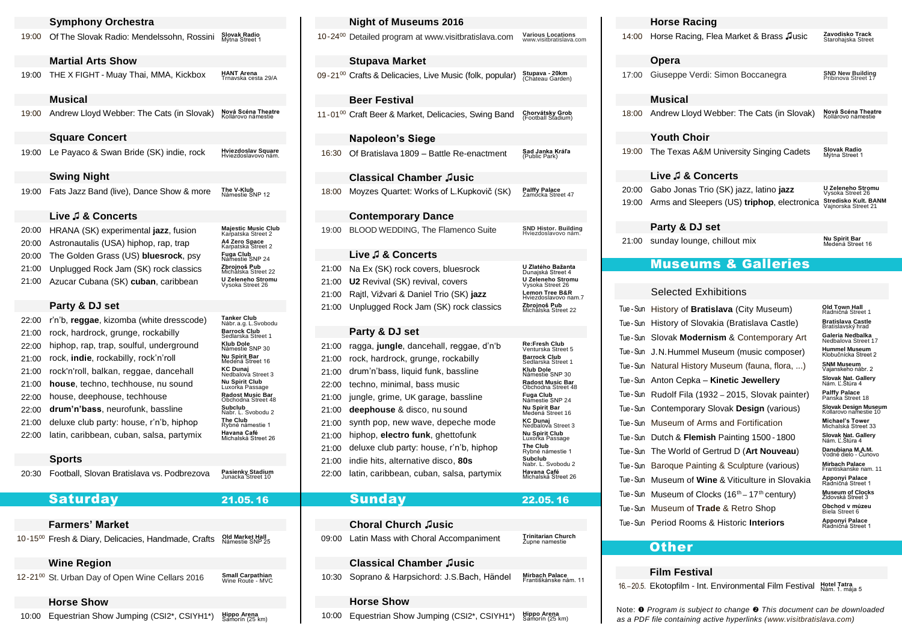### Symphony Orchestra

| | | |
|---|---|---|
| 19:00 | Of The Slovak Radio: Mendelssohn, Rossini | Slovak Radio Mýtna Street 1 |

### Martial Arts Show

| | | |
|---|---|---|
| 19:00 | THE X FIGHT - Muay Thai, MMA, Kickbox | HANT Arena Trnavská cesta 29/A |

### Musical

| | | |
|---|---|---|
| 19:00 | Andrew Lloyd Webber: The Cats (in Slovak) | Nová Scéna Theatre Kollárovo námestie |

### Square Concert

| | | |
|---|---|---|
| 19:00 | Le Payaco & Swan Bride (SK) indie, rock | Hviezdoslav Square Hviezdoslavovo nám. |

### Swing Night

| | | |
|---|---|---|
| 19:00 | Fats Jazz Band (live), Dance Show & more | The V-Klub Námestie SNP 12 |

### Live ♫ & Concerts

| | | |
|---|---|---|
| 20:00 | HRANA (SK) experimental **jazz**, fusion | Majestic Music Club Karpatská Street 2 |
| 20:00 | Astronautalis (USA) hiphop, rap, trap | A4 Zero Space Karpatská Street 2 |
| 20:00 | The Golden Grass (US) **bluesrock**, psy | Fuga Club Námestie SNP 24 |
| 21:00 | Unplugged Rock Jam (SK) rock classics | Zbrojnoš Pub Michalská Street 22 |
| 21:00 | Azucar Cubana (SK) **cuban**, caribbean | U Zeleneho Stromu Vysoka Street 26 |

### Party & DJ set

| | | |
|---|---|---|
| 22:00 | r'n'b, **reggae**, kizomba (white dresscode) | Tanker Club Nábr.a.g. L.Svobodu |
| 21:00 | rock, hardrock, grunge, rockabilly | Barrock Club Sedlarska Street 1 |
| 22:00 | hiphop, rap, trap, soulful, underground | Klub Dole Námestie SNP 30 |
| 21:00 | rock, **indie**, rockabilly, rock'n'roll | Nu Spirit Bar Medená Street 16 |
| 21:00 | rock'n'roll, balkan, reggae, dancehall | KC Dunaj Nedbalova Street 3 |
| 21:00 | **house**, techno, techhouse, nu sound | Nu Spirit Club Luxorka Passage |
| 22:00 | house, deephouse, techhouse | Radost Music Bar Obchodna Street 48 |
| 22:00 | **drum'n'bass**, neurofunk, bassline | Subclub Nabr. L. Svobodu 2 |
| 21:00 | deluxe club party: house, r'n'b, hiphop | The Club Rybné námestie 1 |
| 22:00 | latin, caribbean, cuban, salsa, partymix | Havana Café Michalská Street 26 |

### Sports

| | | |
|---|---|---|
| 20:30 | Football, Slovan Bratislava vs. Podbrezova | Pasienky Stadium Junacka Street 10 |

## Saturday 21.05.16

### Farmers' Market

| | | |
|---|---|---|
| 10-15⁰⁰ | Fresh & Diary, Delicacies, Handmade, Crafts | Old Market Hall Námestie SNP 25 |

### Wine Region

| | | |
|---|---|---|
| 12-21⁰⁰ | St. Urban Day of Open Wine Cellars 2016 | Small Carpathian Wine Route - MVC |

### Horse Show

| | | |
|---|---|---|
| 10:00 | Equestrian Show Jumping (CSI2*, CSIYH1*) | Hippo Arena Šamorín (25 km) |

### Night of Museums 2016

| | | |
|---|---|---|
| 10-24⁰⁰ | Detailed program at www.visitbratislava.com | Various Locations www.visitbratislava.com |

### Stupava Market

| | | |
|---|---|---|
| 09-21⁰⁰ | Crafts & Delicacies, Live Music (folk, popular) | Stupava - 20km (Chateau Garden) |

### Beer Festival

| | | |
|---|---|---|
| 11-01⁰⁰ | Craft Beer & Market, Delicacies, Swing Band | Chorvátsky Grob (Football Stadium) |

### Napoleon's Siege

| | | |
|---|---|---|
| 16:30 | Of Bratislava 1809 – Battle Re-enactment | Sad Janka Kráľa (Public Park) |

### Classical Chamber ♫usic

| | | |
|---|---|---|
| 18:00 | Moyzes Quartet: Works of L.Kupkovič (SK) | Palffy Palace Zámocká Street 47 |

### Contemporary Dance

| | | |
|---|---|---|
| 19:00 | BLOOD WEDDING, The Flamenco Suite | SND Histor. Building Hviezdoslavovo nám. |

### Live ♫ & Concerts

| | | |
|---|---|---|
| 21:00 | Na Ex (SK) rock covers, bluesrock | U Zlatého Bažanta Dunajská Street 4 |
| 21:00 | **U2** Revival (SK) revival, covers | U Zeleneho Stromu Vysoka Street 26 |
| 21:00 | Rajtl, Vižvari & Daniel Trio (SK) **jazz** | Lemon Tree B&R Hviezdoslavovo nám.7 |
| 21:00 | Unplugged Rock Jam (SK) rock classics | Zbrojnoš Pub Michalská Street 22 |

### Party & DJ set

| | | |
|---|---|---|
| 21:00 | ragga, **jungle**, dancehall, reggae, d'n'b | Re:Fresh Club Venturska Street 5 |
| 21:00 | rock, hardrock, grunge, rockabilly | Barrock Club Sedlarska Street 1 |
| 21:00 | drum'n'bass, liquid funk, bassline | Klub Dole Námestie SNP 30 |
| 22:00 | techno, minimal, bass music | Radost Music Bar Obchodna Street 48 |
| 21:00 | jungle, grime, UK garage, bassline | Fuga Club Námestie SNP 24 |
| 21:00 | **deephouse** & disco, nu sound | Nu Spirit Bar Medená Street 16 |
| 21:00 | synth pop, new wave, depeche mode | KC Dunaj Nedbalova Street 3 |
| 21:00 | hiphop, **electro funk**, ghettofunk | Nu Spirit Club Luxorka Passage |
| 21:00 | deluxe club party: house, r'n'b, hiphop | The Club Rybné námestie 1 |
| 21:00 | indie hits, alternative disco, **80s** | Subclub Nabr. L. Svobodu 2 |
| 22:00 | latin, caribbean, cuban, salsa, partymix | Havana Café Michalská Street 26 |

## Sunday 22.05.16

### Choral Church ♫usic

| | | |
|---|---|---|
| 09:00 | Latin Mass with Choral Accompaniment | Trinitarian Church Župne namestie |

### Classical Chamber ♫usic

| | | |
|---|---|---|
| 10:30 | Soprano & Harpsichord: J.S.Bach, Händel | Mirbach Palace Františkánske nám. 11 |

### Horse Show

| | | |
|---|---|---|
| 10:00 | Equestrian Show Jumping (CSI2*, CSIYH1*) | Hippo Arena Šamorín (25 km) |

### Horse Racing

| | | |
|---|---|---|
| 14:00 | Horse Racing, Flea Market & Brass ♫usic | Zavodisko Track Starohajska Street |

### Opera

| | | |
|---|---|---|
| 17:00 | Giuseppe Verdi: Simon Boccanegra | SND New Building Pribinova Street 17 |

### Musical

| | | |
|---|---|---|
| 18:00 | Andrew Lloyd Webber: The Cats (in Slovak) | Nová Scéna Theatre Kollárovo námestie |

### Youth Choir

| | | |
|---|---|---|
| 19:00 | The Texas A&M University Singing Cadets | Slovak Radio Mýtna Street 1 |

### Live ♫ & Concerts

| | | |
|---|---|---|
| 20:00 | Gabo Jonas Trio (SK) jazz, latino **jazz** | U Zeleneho Stromu Vysoka Street 26 |
| 19:00 | Arms and Sleepers (US) **triphop**, electronica | Stredisko Kult. BANM Vajnorska Street 21 |

### Party & DJ set

| | | |
|---|---|---|
| 21:00 | sunday lounge, chillout mix | Nu Spirit Bar Medená Street 16 |

## Museums & Galleries

### Selected Exhibitions

| | | |
|---|---|---|
| Tue - Sun | History of **Bratislava** (City Museum) | Old Town Hall Radničná Street 1 |
| Tue - Sun | History of Slovakia (Bratislava Castle) | Bratislava Castle Bratislavský hrad |
| Tue - Sun | Slovak **Modernism** & Contemporary Art | Galeria Nedbalka Nedbalova Street 17 |
| Tue - Sun | J.N.Hummel Museum (music composer) | Hummel Museum Klobučnícka Street 2 |
| Tue - Sun | Natural History Museum (fauna, flora, ...) | SNM Museum Vajanského nábr. 2 |
| Tue - Sun | Anton Cepka – **Kinetic Jewellery** | Slovak Nat. Gallery Nám. Ľ.Štúra 4 |
| Tue - Sun | Rudolf Fila (1932 – 2015, Slovak painter) | Palffy Palace Panska Street 18 |
| Tue - Sun | Contemporary Slovak **Design** (various) | Slovak Design Museum Kollarovo namestie 10 |
| Tue - Sun | Museum of Arms and Fortification | Michael's Tower Michalská Street 33 |
| Tue - Sun | Dutch & **Flemish** Painting 1500 - 1800 | Slovak Nat. Gallery Nám. Ľ.Štúra 4 |
| Tue - Sun | The World of Gertrud D (**Art Nouveau**) | Danubiana M.A.M. Vodné dielo - Čunovo |
| Tue - Sun | Baroque Painting & Sculpture (various) | Mirbach Palace Františkánske nám. 11 |
| Tue - Sun | Museum of **Wine** & Viticulture in Slovakia | Apponyi Palace Radničná Street 1 |
| Tue - Sun | Museum of Clocks (16th – 17th century) | Museum of Clocks Židovská Street 3 |
| Tue - Sun | Museum of **Trade** & Retro Shop | Obchod v múzeu Biela Street 6 |
| Tue - Sun | Period Rooms & Historic **Interiors** | Apponyi Palace Radničná Street 1 |

## Other

### Film Festival

| | | |
|---|---|---|
| 16.–20.5. | Ekotopfilm - Int. Environmental Film Festival | Hotel Tatra Nám. 1. mája 5 |

Note: ❶ *Program is subject to change* ❷ *This document can be downloaded as a PDF file containing active hyperlinks (www.visitbratislava.com)*